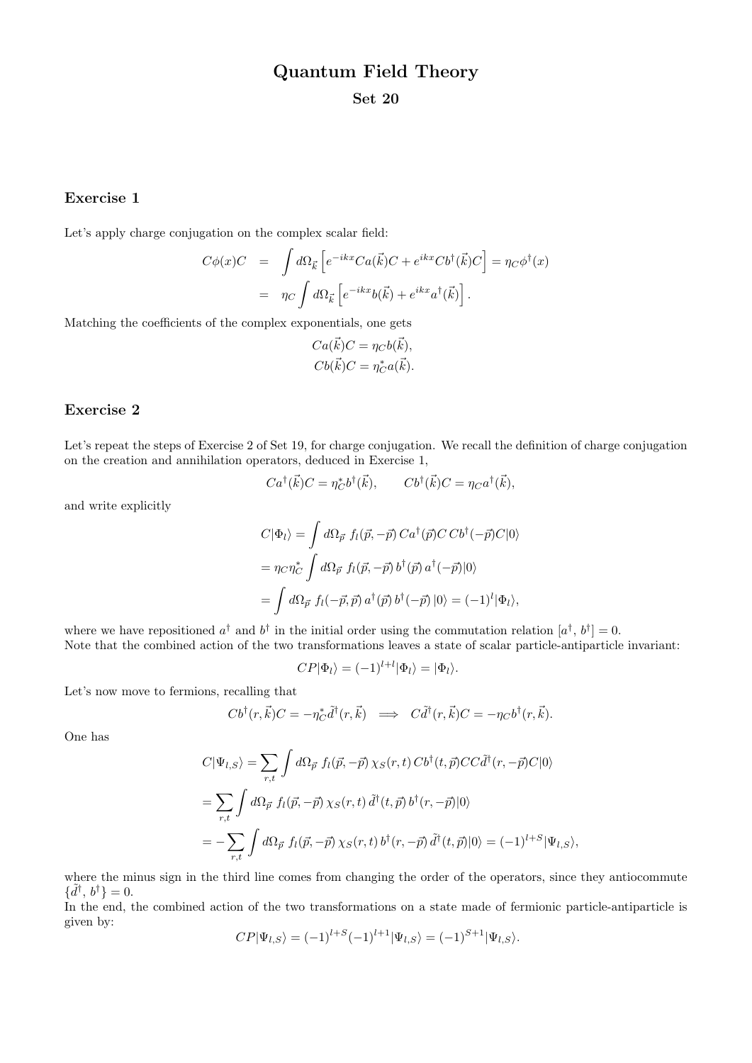# Quantum Field Theory

## Set 20

### Exercise 1

Let's apply charge conjugation on the complex scalar field:

$$
\begin{aligned}
C\phi(x)C &= \int d\Omega_{\vec{k}} \left[e^{-ikx} Ca(\vec{k})C + e^{ikx} Cb^\dagger(\vec{k})C\right] = \eta_C \phi^\dagger(x) \\
&= \eta_C \int d\Omega_{\vec{k}} \left[e^{-ikx} b(\vec{k}) + e^{ikx} a^\dagger(\vec{k})\right].
\end{aligned}
$$

Matching the coefficients of the complex exponentials, one gets

$$
\begin{aligned}
Ca(\vec{k})C &= \eta_C b(\vec{k}), \\
Cb(\vec{k})C &= \eta_C^* a(\vec{k}).
\end{aligned}
$$

### Exercise 2

Let's repeat the steps of Exercise 2 of Set 19, for charge conjugation. We recall the definition of charge conjugation on the creation and annihilation operators, deduced in Exercise 1,

$$
Ca^\dagger(\vec{k})C = \eta_C^* b^\dagger(\vec{k}), \qquad Cb^\dagger(\vec{k})C = \eta_C a^\dagger(\vec{k}),
$$

and write explicitly

$$
\begin{aligned}
C|\Phi_l\rangle &= \int d\Omega_{\vec{p}}\ f_l(\vec{p}, -\vec{p})\, Ca^\dagger(\vec{p})C\, Cb^\dagger(-\vec{p})C|0\rangle \\
&= \eta_C \eta_C^* \int d\Omega_{\vec{p}}\ f_l(\vec{p}, -\vec{p})\, b^\dagger(\vec{p})\, a^\dagger(-\vec{p})|0\rangle \\
&= \int d\Omega_{\vec{p}}\ f_l(-\vec{p}, \vec{p})\, a^\dagger(\vec{p})\, b^\dagger(-\vec{p})\, |0\rangle = (-1)^l |\Phi_l\rangle,
\end{aligned}
$$

where we have repositioned $a^\dagger$ and $b^\dagger$ in the initial order using the commutation relation $[a^\dagger, b^\dagger] = 0$.
Note that the combined action of the two transformations leaves a state of scalar particle-antiparticle invariant:

$$
CP|\Phi_l\rangle = (-1)^{l+l}|\Phi_l\rangle = |\Phi_l\rangle.
$$

Let's now move to fermions, recalling that

$$
Cb^\dagger(r, \vec{k})C = -\eta_C^* \tilde{d}^\dagger(r, \vec{k}) \implies C\tilde{d}^\dagger(r, \vec{k})C = -\eta_C b^\dagger(r, \vec{k}).
$$

One has

$$
\begin{aligned}
C|\Psi_{l,S}\rangle &= \sum_{r,t} \int d\Omega_{\vec{p}}\ f_l(\vec{p}, -\vec{p})\, \chi_S(r,t)\, Cb^\dagger(t, \vec{p})CC\tilde{d}^\dagger(r, -\vec{p})C|0\rangle \\
&= \sum_{r,t} \int d\Omega_{\vec{p}}\ f_l(\vec{p}, -\vec{p})\, \chi_S(r,t)\, \tilde{d}^\dagger(t, \vec{p})\, b^\dagger(r, -\vec{p})|0\rangle \\
&= -\sum_{r,t} \int d\Omega_{\vec{p}}\ f_l(\vec{p}, -\vec{p})\, \chi_S(r,t)\, b^\dagger(r, -\vec{p})\, \tilde{d}^\dagger(t, \vec{p})|0\rangle = (-1)^{l+S}|\Psi_{l,S}\rangle,
\end{aligned}
$$

where the minus sign in the third line comes from changing the order of the operators, since they anticommute $\{\tilde{d}^\dagger, b^\dagger\} = 0$.
In the end, the combined action of the two transformations on a state made of fermionic particle-antiparticle is given by:

$$
CP|\Psi_{l,S}\rangle = (-1)^{l+S}(-1)^{l+1}|\Psi_{l,S}\rangle = (-1)^{S+1}|\Psi_{l,S}\rangle.
$$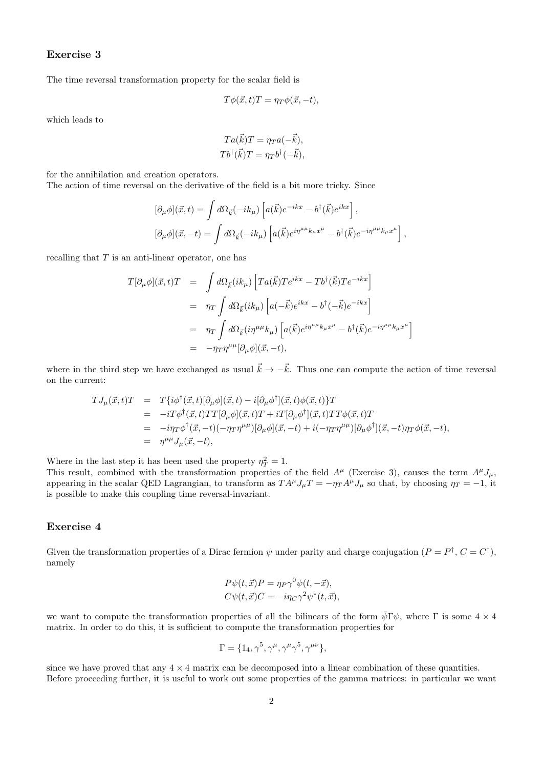### Exercise 3

The time reversal transformation property for the scalar field is

$$T\phi(\vec{x},t)T = \eta_T \phi(\vec{x},-t),$$

which leads to

$$T a(\vec{k})T = \eta_T a(-\vec{k}),$$
$$T b^\dagger(\vec{k})T = \eta_T b^\dagger(-\vec{k}),$$

for the annihilation and creation operators.
The action of time reversal on the derivative of the field is a bit more tricky. Since

$$[\partial_\mu \phi](\vec{x},t) = \int d\Omega_{\vec{k}}(-ik_\mu)\left[a(\vec{k})e^{-ikx} - b^\dagger(\vec{k})e^{ikx}\right],$$
$$[\partial_\mu \phi](\vec{x},-t) = \int d\Omega_{\vec{k}}(-ik_\mu)\left[a(\vec{k})e^{i\eta^{\mu\mu}k_\mu x^\mu} - b^\dagger(\vec{k})e^{-i\eta^{\mu\mu}k_\mu x^\mu}\right],$$

recalling that $T$ is an anti-linear operator, one has

$$\begin{aligned}
T[\partial_\mu \phi](\vec{x},t)T &= \int d\Omega_{\vec{k}}(ik_\mu)\left[Ta(\vec{k})Te^{ikx} - Tb^\dagger(\vec{k})Te^{-ikx}\right] \\
&= \eta_T \int d\Omega_{\vec{k}}(ik_\mu)\left[a(-\vec{k})e^{ikx} - b^\dagger(-\vec{k})e^{-ikx}\right] \\
&= \eta_T \int d\Omega_{\vec{k}}(i\eta^{\mu\mu}k_\mu)\left[a(\vec{k})e^{i\eta^{\mu\mu}k_\mu x^\mu} - b^\dagger(\vec{k})e^{-i\eta^{\mu\mu}k_\mu x^\mu}\right] \\
&= -\eta_T \eta^{\mu\mu}[\partial_\mu \phi](\vec{x},-t),
\end{aligned}$$

where in the third step we have exchanged as usual $\vec{k} \to -\vec{k}$. Thus one can compute the action of time reversal on the current:

$$\begin{aligned}
TJ_\mu(\vec{x},t)T &= T\{i\phi^\dagger(\vec{x},t)[\partial_\mu \phi](\vec{x},t) - i[\partial_\mu \phi^\dagger](\vec{x},t)\phi(\vec{x},t)\}T \\
&= -iT\phi^\dagger(\vec{x},t)TT[\partial_\mu \phi](\vec{x},t)T + iT[\partial_\mu \phi^\dagger](\vec{x},t)TT\phi(\vec{x},t)T \\
&= -i\eta_T \phi^\dagger(\vec{x},-t)(-\eta_T \eta^{\mu\mu})[\partial_\mu \phi](\vec{x},-t) + i(-\eta_T \eta^{\mu\mu})[\partial_\mu \phi^\dagger](\vec{x},-t)\eta_T \phi(\vec{x},-t), \\
&= \eta^{\mu\mu} J_\mu(\vec{x},-t),
\end{aligned}$$

Where in the last step it has been used the property $\eta_T^2 = 1$.
This result, combined with the transformation properties of the field $A^\mu$ (Exercise 3), causes the term $A^\mu J_\mu$, appearing in the scalar QED Lagrangian, to transform as $TA^\mu J_\mu T = -\eta_T A^\mu J_\mu$ so that, by choosing $\eta_T = -1$, it is possible to make this coupling time reversal-invariant.

### Exercise 4

Given the transformation properties of a Dirac fermion $\psi$ under parity and charge conjugation ($P = P^\dagger$, $C = C^\dagger$), namely

$$P\psi(t,\vec{x})P = \eta_P \gamma^0 \psi(t,-\vec{x}),$$
$$C\psi(t,\vec{x})C = -i\eta_C \gamma^2 \psi^*(t,\vec{x}),$$

we want to compute the transformation properties of all the bilinears of the form $\bar{\psi}\Gamma\psi$, where $\Gamma$ is some $4 \times 4$ matrix. In order to do this, it is sufficient to compute the transformation properties for

$$\Gamma = \{1_4, \gamma^5, \gamma^\mu, \gamma^\mu\gamma^5, \gamma^{\mu\nu}\},$$

since we have proved that any $4 \times 4$ matrix can be decomposed into a linear combination of these quantities.
Before proceeding further, it is useful to work out some properties of the gamma matrices: in particular we want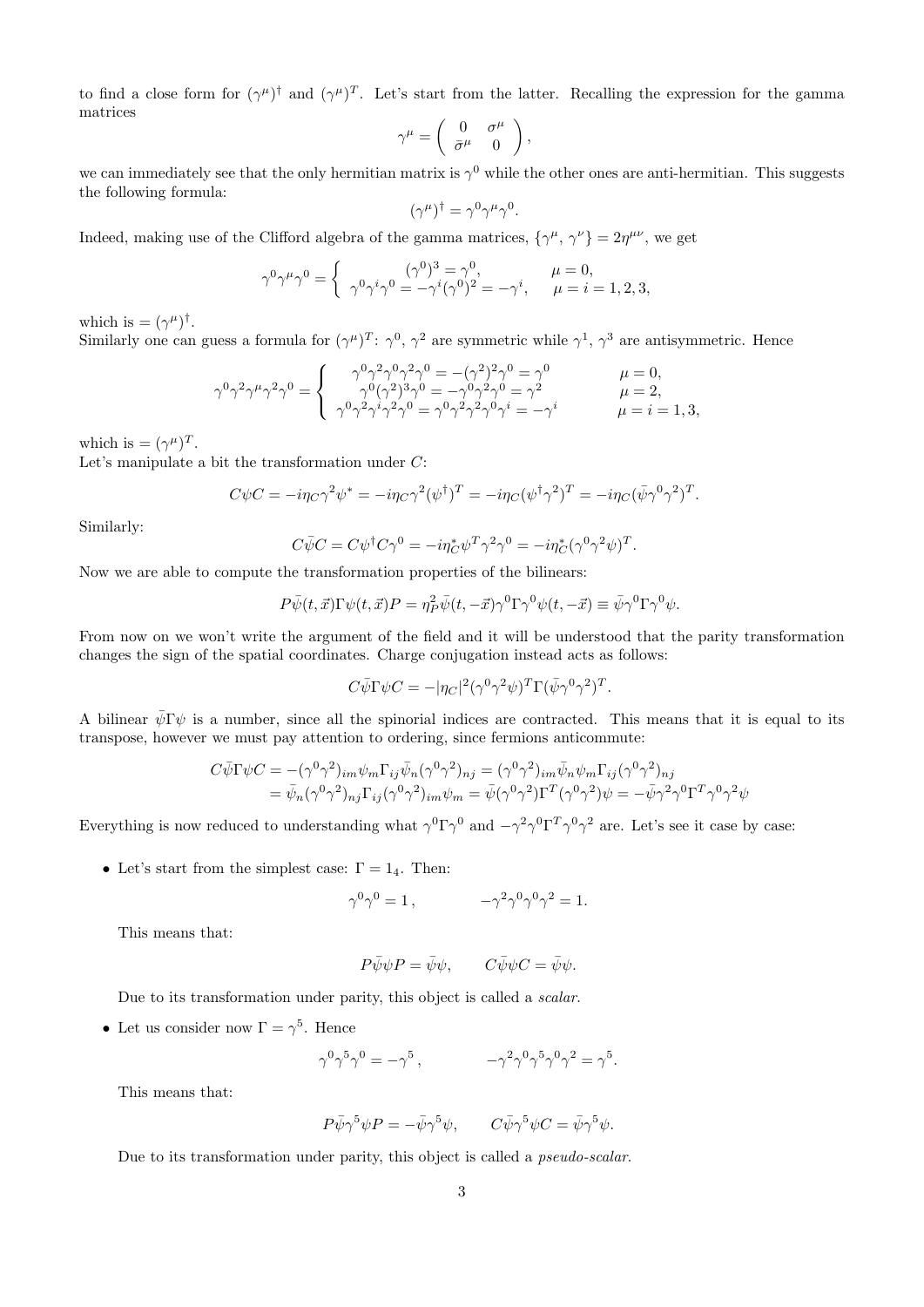to find a close form for $(\gamma^\mu)^\dagger$ and $(\gamma^\mu)^T$. Let's start from the latter. Recalling the expression for the gamma matrices

$$\gamma^\mu = \begin{pmatrix} 0 & \sigma^\mu \\ \bar{\sigma}^\mu & 0 \end{pmatrix},$$

we can immediately see that the only hermitian matrix is $\gamma^0$ while the other ones are anti-hermitian. This suggests the following formula:

$$(\gamma^\mu)^\dagger = \gamma^0 \gamma^\mu \gamma^0.$$

Indeed, making use of the Clifford algebra of the gamma matrices, $\{\gamma^\mu, \gamma^\nu\} = 2\eta^{\mu\nu}$, we get

$$\gamma^0 \gamma^\mu \gamma^0 = \begin{cases} (\gamma^0)^3 = \gamma^0, & \mu = 0, \\ \gamma^0 \gamma^i \gamma^0 = -\gamma^i (\gamma^0)^2 = -\gamma^i, & \mu = i = 1, 2, 3, \end{cases}$$

which is $= (\gamma^\mu)^\dagger$.

Similarly one can guess a formula for $(\gamma^\mu)^T$: $\gamma^0$, $\gamma^2$ are symmetric while $\gamma^1$, $\gamma^3$ are antisymmetric. Hence

$$\gamma^0 \gamma^2 \gamma^\mu \gamma^2 \gamma^0 = \begin{cases} \gamma^0 \gamma^2 \gamma^0 \gamma^2 \gamma^0 = -(\gamma^2)^2 \gamma^0 = \gamma^0 & \mu = 0, \\ \gamma^0 (\gamma^2)^3 \gamma^0 = -\gamma^0 \gamma^2 \gamma^0 = \gamma^2 & \mu = 2, \\ \gamma^0 \gamma^2 \gamma^i \gamma^2 \gamma^0 = \gamma^0 \gamma^2 \gamma^2 \gamma^0 \gamma^i = -\gamma^i & \mu = i = 1, 3, \end{cases}$$

which is $= (\gamma^\mu)^T$.

Let's manipulate a bit the transformation under $C$:

$$C\psi C = -i\eta_C \gamma^2 \psi^* = -i\eta_C \gamma^2 (\psi^\dagger)^T = -i\eta_C (\psi^\dagger \gamma^2)^T = -i\eta_C (\bar{\psi}\gamma^0\gamma^2)^T.$$

Similarly:

$$C\bar{\psi}C = C\psi^\dagger C\gamma^0 = -i\eta_C^* \psi^T \gamma^2 \gamma^0 = -i\eta_C^* (\gamma^0 \gamma^2 \psi)^T.$$

Now we are able to compute the transformation properties of the bilinears:

$$P\bar{\psi}(t,\vec{x})\Gamma\psi(t,\vec{x})P = \eta_P^2 \bar{\psi}(t,-\vec{x})\gamma^0 \Gamma \gamma^0 \psi(t,-\vec{x}) \equiv \bar{\psi}\gamma^0\Gamma\gamma^0\psi.$$

From now on we won't write the argument of the field and it will be understood that the parity transformation changes the sign of the spatial coordinates. Charge conjugation instead acts as follows:

$$C\bar{\psi}\Gamma\psi C = -|\eta_C|^2 (\gamma^0\gamma^2\psi)^T \Gamma (\bar{\psi}\gamma^0\gamma^2)^T.$$

A bilinear $\bar{\psi}\Gamma\psi$ is a number, since all the spinorial indices are contracted. This means that it is equal to its transpose, however we must pay attention to ordering, since fermions anticommute:

$$\begin{aligned} C\bar{\psi}\Gamma\psi C &= -(\gamma^0\gamma^2)_{im}\psi_m \Gamma_{ij} \bar{\psi}_n (\gamma^0\gamma^2)_{nj} = (\gamma^0\gamma^2)_{im} \bar{\psi}_n \psi_m \Gamma_{ij} (\gamma^0\gamma^2)_{nj} \\ &= \bar{\psi}_n (\gamma^0\gamma^2)_{nj} \Gamma_{ij} (\gamma^0\gamma^2)_{im} \psi_m = \bar{\psi}(\gamma^0\gamma^2)\Gamma^T(\gamma^0\gamma^2)\psi = -\bar{\psi}\gamma^2\gamma^0\Gamma^T\gamma^0\gamma^2\psi \end{aligned}$$

Everything is now reduced to understanding what $\gamma^0\Gamma\gamma^0$ and $-\gamma^2\gamma^0\Gamma^T\gamma^0\gamma^2$ are. Let's see it case by case:

- Let's start from the simplest case: $\Gamma = 1_4$. Then:

$$\gamma^0\gamma^0 = 1\,, \qquad -\gamma^2\gamma^0\gamma^0\gamma^2 = 1.$$

  This means that:

$$P\bar{\psi}\psi P = \bar{\psi}\psi, \qquad C\bar{\psi}\psi C = \bar{\psi}\psi.$$

  Due to its transformation under parity, this object is called a *scalar*.

- Let us consider now $\Gamma = \gamma^5$. Hence

$$\gamma^0\gamma^5\gamma^0 = -\gamma^5\,, \qquad -\gamma^2\gamma^0\gamma^5\gamma^0\gamma^2 = \gamma^5.$$

  This means that:

$$P\bar{\psi}\gamma^5\psi P = -\bar{\psi}\gamma^5\psi, \qquad C\bar{\psi}\gamma^5\psi C = \bar{\psi}\gamma^5\psi.$$

  Due to its transformation under parity, this object is called a *pseudo-scalar*.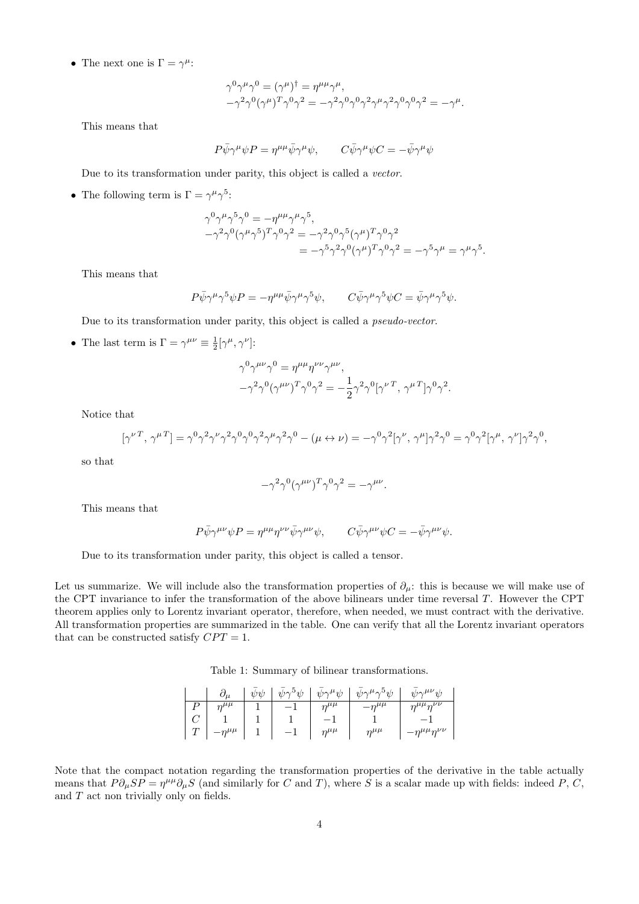- The next one is $\Gamma = \gamma^\mu$:

$$\gamma^0\gamma^\mu\gamma^0 = (\gamma^\mu)^\dagger = \eta^{\mu\mu}\gamma^\mu,$$
$$-\gamma^2\gamma^0(\gamma^\mu)^T\gamma^0\gamma^2 = -\gamma^2\gamma^0\gamma^0\gamma^2\gamma^\mu\gamma^2\gamma^0\gamma^0\gamma^2 = -\gamma^\mu.$$

This means that

$$P\bar{\psi}\gamma^\mu\psi P = \eta^{\mu\mu}\bar{\psi}\gamma^\mu\psi, \qquad C\bar{\psi}\gamma^\mu\psi C = -\bar{\psi}\gamma^\mu\psi$$

Due to its transformation under parity, this object is called a *vector*.

- The following term is $\Gamma = \gamma^\mu\gamma^5$:

$$\gamma^0\gamma^\mu\gamma^5\gamma^0 = -\eta^{\mu\mu}\gamma^\mu\gamma^5,$$
$$-\gamma^2\gamma^0(\gamma^\mu\gamma^5)^T\gamma^0\gamma^2 = -\gamma^2\gamma^0\gamma^5(\gamma^\mu)^T\gamma^0\gamma^2$$
$$= -\gamma^5\gamma^2\gamma^0(\gamma^\mu)^T\gamma^0\gamma^2 = -\gamma^5\gamma^\mu = \gamma^\mu\gamma^5.$$

This means that

$$P\bar{\psi}\gamma^\mu\gamma^5\psi P = -\eta^{\mu\mu}\bar{\psi}\gamma^\mu\gamma^5\psi, \qquad C\bar{\psi}\gamma^\mu\gamma^5\psi C = \bar{\psi}\gamma^\mu\gamma^5\psi.$$

Due to its transformation under parity, this object is called a *pseudo-vector*.

- The last term is $\Gamma = \gamma^{\mu\nu} \equiv \frac{1}{2}[\gamma^\mu, \gamma^\nu]$:

$$\gamma^0\gamma^{\mu\nu}\gamma^0 = \eta^{\mu\mu}\eta^{\nu\nu}\gamma^{\mu\nu},$$
$$-\gamma^2\gamma^0(\gamma^{\mu\nu})^T\gamma^0\gamma^2 = -\frac{1}{2}\gamma^2\gamma^0[\gamma^{\nu\,T}, \gamma^{\mu\,T}]\gamma^0\gamma^2.$$

Notice that

$$[\gamma^{\nu\,T}, \gamma^{\mu\,T}] = \gamma^0\gamma^2\gamma^\nu\gamma^2\gamma^0\gamma^0\gamma^2\gamma^\mu\gamma^2\gamma^0 - (\mu \leftrightarrow \nu) = -\gamma^0\gamma^2[\gamma^\nu, \gamma^\mu]\gamma^2\gamma^0 = \gamma^0\gamma^2[\gamma^\mu, \gamma^\nu]\gamma^2\gamma^0,$$

so that

$$-\gamma^2\gamma^0(\gamma^{\mu\nu})^T\gamma^0\gamma^2 = -\gamma^{\mu\nu}.$$

This means that

$$P\bar{\psi}\gamma^{\mu\nu}\psi P = \eta^{\mu\mu}\eta^{\nu\nu}\bar{\psi}\gamma^{\mu\nu}\psi, \qquad C\bar{\psi}\gamma^{\mu\nu}\psi C = -\bar{\psi}\gamma^{\mu\nu}\psi.$$

Due to its transformation under parity, this object is called a tensor.

Let us summarize. We will include also the transformation properties of $\partial_\mu$: this is because we will make use of the CPT invariance to infer the transformation of the above bilinears under time reversal $T$. However the CPT theorem applies only to Lorentz invariant operator, therefore, when needed, we must contract with the derivative. All transformation properties are summarized in the table. One can verify that all the Lorentz invariant operators that can be constructed satisfy $CPT = 1$.

Table 1: Summary of bilinear transformations.

| | $\partial_\mu$ | $\bar{\psi}\psi$ | $\bar{\psi}\gamma^5\psi$ | $\bar{\psi}\gamma^\mu\psi$ | $\bar{\psi}\gamma^\mu\gamma^5\psi$ | $\bar{\psi}\gamma^{\mu\nu}\psi$ |
|---|---|---|---|---|---|---|
| $P$ | $\eta^{\mu\mu}$ | 1 | $-1$ | $\eta^{\mu\mu}$ | $-\eta^{\mu\mu}$ | $\eta^{\mu\mu}\eta^{\nu\nu}$ |
| $C$ | 1 | 1 | 1 | $-1$ | 1 | $-1$ |
| $T$ | $-\eta^{\mu\mu}$ | 1 | $-1$ | $\eta^{\mu\mu}$ | $\eta^{\mu\mu}$ | $-\eta^{\mu\mu}\eta^{\nu\nu}$ |

Note that the compact notation regarding the transformation properties of the derivative in the table actually means that $P\partial_\mu SP = \eta^{\mu\mu}\partial_\mu S$ (and similarly for $C$ and $T$), where $S$ is a scalar made up with fields: indeed $P$, $C$, and $T$ act non trivially only on fields.